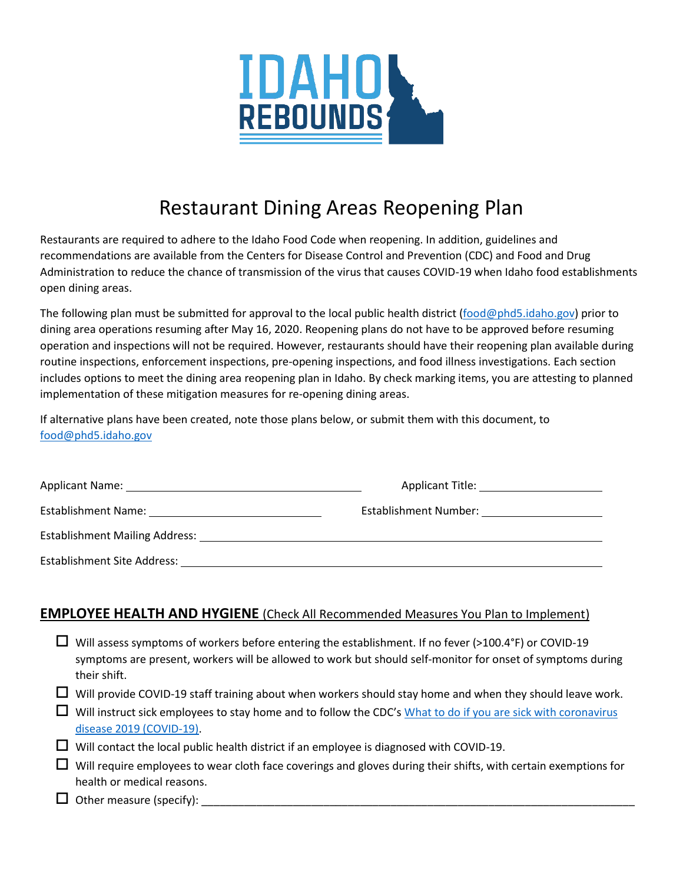IDAHO REBOUNDS

# Restaurant Dining Areas Reopening Plan

Restaurants are required to adhere to the Idaho Food Code when reopening. In addition, guidelines and recommendations are available from the Centers for Disease Control and Prevention (CDC) and Food and Drug Administration to reduce the chance of transmission of the virus that causes COVID-19 when Idaho food establishments open dining areas.

The following plan must be submitted for approval to the local public health district (food@phd5.idaho.gov) prior to dining area operations resuming after May 16, 2020. Reopening plans do not have to be approved before resuming operation and inspections will not be required. However, restaurants should have their reopening plan available during routine inspections, enforcement inspections, pre-opening inspections, and food illness investigations. Each section includes options to meet the dining area reopening plan in Idaho. By check marking items, you are attesting to planned implementation of these mitigation measures for re-opening dining areas.

If alternative plans have been created, note those plans below, or submit them with this document, to food@phd5.idaho.gov

Applicant Name: ______________________________ Applicant Title: ____________________

Establishment Name: ______________________________ Establishment Number: ____________________

Establishment Mailing Address: ____________________________________________________________

Establishment Site Address: ____________________________________________________________

## EMPLOYEE HEALTH AND HYGIENE (Check All Recommended Measures You Plan to Implement)

- ☐ Will assess symptoms of workers before entering the establishment. If no fever (>100.4°F) or COVID-19 symptoms are present, workers will be allowed to work but should self-monitor for onset of symptoms during their shift.
- ☐ Will provide COVID-19 staff training about when workers should stay home and when they should leave work.
- ☐ Will instruct sick employees to stay home and to follow the CDC's What to do if you are sick with coronavirus disease 2019 (COVID-19).
- ☐ Will contact the local public health district if an employee is diagnosed with COVID-19.
- ☐ Will require employees to wear cloth face coverings and gloves during their shifts, with certain exemptions for health or medical reasons.
- ☐ Other measure (specify): ____________________________________________________________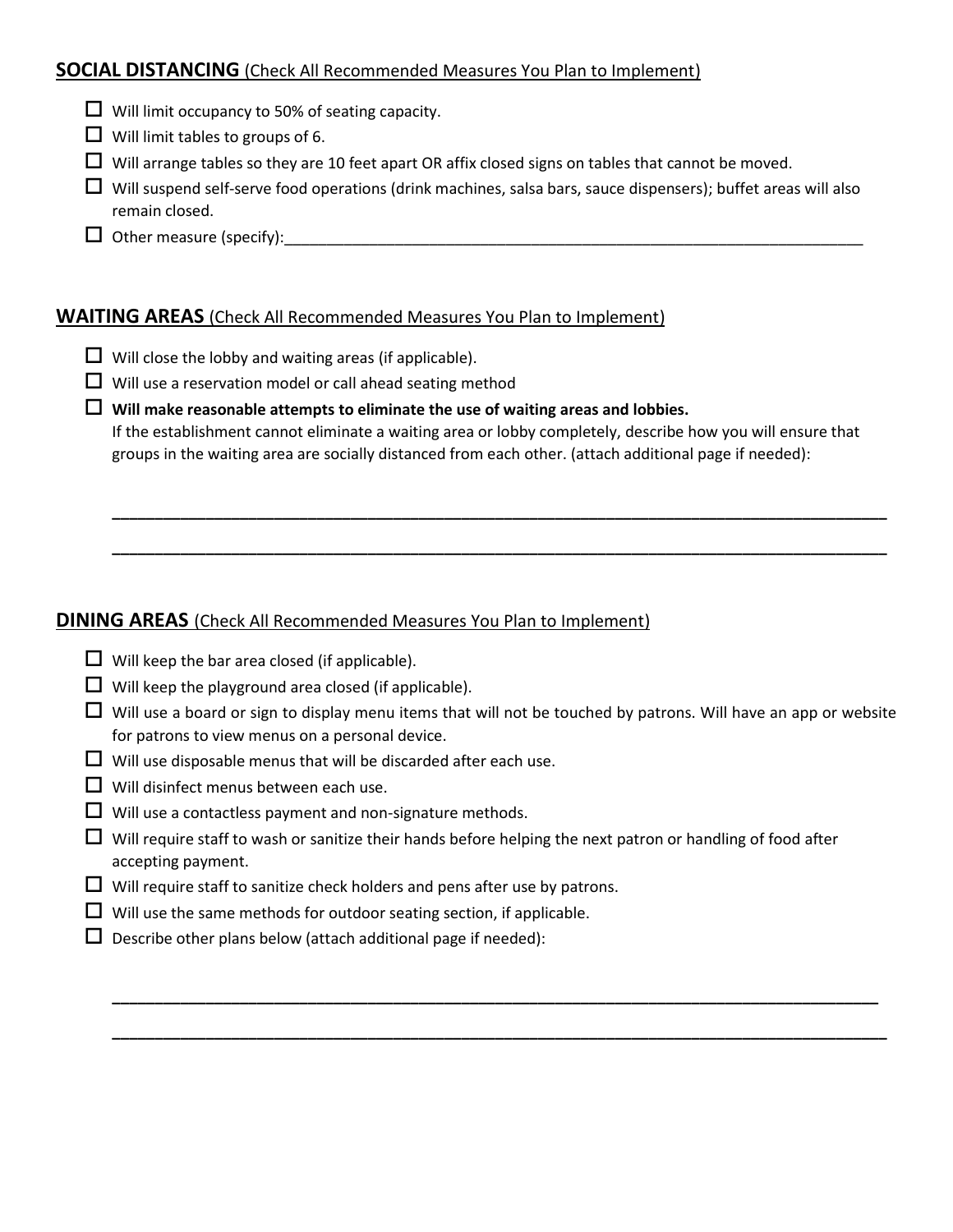## **SOCIAL DISTANCING** (Check All Recommended Measures You Plan to Implement)

- ☐ Will limit occupancy to 50% of seating capacity.
- ☐ Will limit tables to groups of 6.
- ☐ Will arrange tables so they are 10 feet apart OR affix closed signs on tables that cannot be moved.
- ☐ Will suspend self-serve food operations (drink machines, salsa bars, sauce dispensers); buffet areas will also remain closed.
- ☐ Other measure (specify):________________________________________________________________________

## **WAITING AREAS** (Check All Recommended Measures You Plan to Implement)

- ☐ Will close the lobby and waiting areas (if applicable).
- ☐ Will use a reservation model or call ahead seating method
- ☐ **Will make reasonable attempts to eliminate the use of waiting areas and lobbies.**
  If the establishment cannot eliminate a waiting area or lobby completely, describe how you will ensure that groups in the waiting area are socially distanced from each other. (attach additional page if needed):

  ______________________________________________________________________________________

  ______________________________________________________________________________________

## **DINING AREAS** (Check All Recommended Measures You Plan to Implement)

- ☐ Will keep the bar area closed (if applicable).
- ☐ Will keep the playground area closed (if applicable).
- ☐ Will use a board or sign to display menu items that will not be touched by patrons. Will have an app or website for patrons to view menus on a personal device.
- ☐ Will use disposable menus that will be discarded after each use.
- ☐ Will disinfect menus between each use.
- ☐ Will use a contactless payment and non-signature methods.
- ☐ Will require staff to wash or sanitize their hands before helping the next patron or handling of food after accepting payment.
- ☐ Will require staff to sanitize check holders and pens after use by patrons.
- ☐ Will use the same methods for outdoor seating section, if applicable.
- ☐ Describe other plans below (attach additional page if needed):

  ______________________________________________________________________________________

  ______________________________________________________________________________________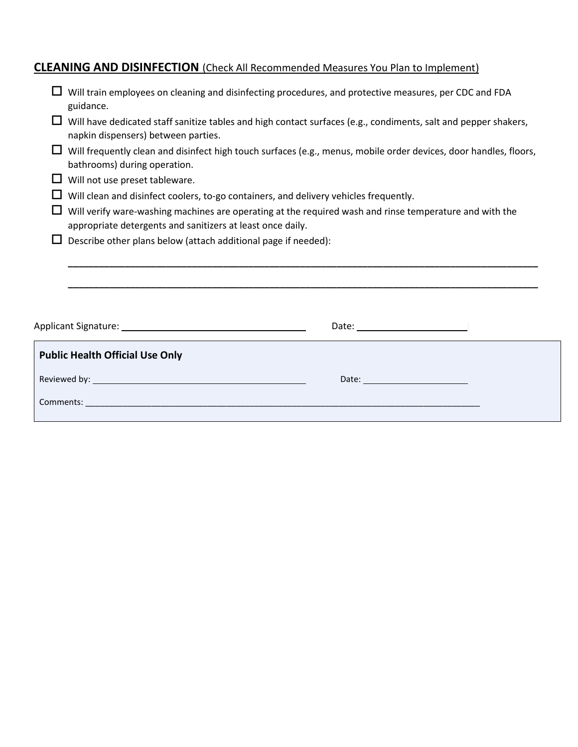## **CLEANING AND DISINFECTION** (Check All Recommended Measures You Plan to Implement)

- ☐ Will train employees on cleaning and disinfecting procedures, and protective measures, per CDC and FDA guidance.
- ☐ Will have dedicated staff sanitize tables and high contact surfaces (e.g., condiments, salt and pepper shakers, napkin dispensers) between parties.
- ☐ Will frequently clean and disinfect high touch surfaces (e.g., menus, mobile order devices, door handles, floors, bathrooms) during operation.
- ☐ Will not use preset tableware.
- ☐ Will clean and disinfect coolers, to-go containers, and delivery vehicles frequently.
- ☐ Will verify ware-washing machines are operating at the required wash and rinse temperature and with the appropriate detergents and sanitizers at least once daily.
- ☐ Describe other plans below (attach additional page if needed):

______________________________________________________________________________

______________________________________________________________________________

Applicant Signature: ______________________________ Date: ____________________

**Public Health Official Use Only**

Reviewed by: ______________________________ Date: ____________________

Comments: ______________________________________________________________________